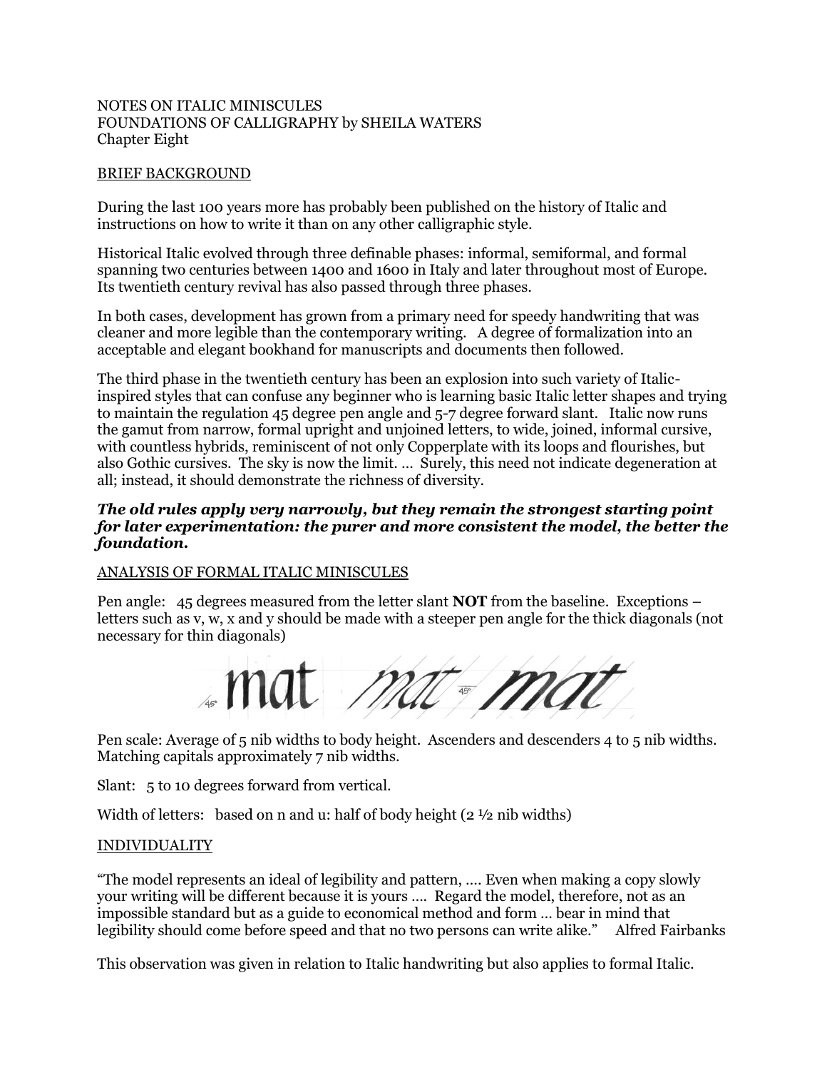NOTES ON ITALIC MINISCULES
FOUNDATIONS OF CALLIGRAPHY by SHEILA WATERS
Chapter Eight

BRIEF BACKGROUND

During the last 100 years more has probably been published on the history of Italic and instructions on how to write it than on any other calligraphic style.

Historical Italic evolved through three definable phases: informal, semiformal, and formal spanning two centuries between 1400 and 1600 in Italy and later throughout most of Europe. Its twentieth century revival has also passed through three phases.

In both cases, development has grown from a primary need for speedy handwriting that was cleaner and more legible than the contemporary writing. A degree of formalization into an acceptable and elegant bookhand for manuscripts and documents then followed.

The third phase in the twentieth century has been an explosion into such variety of Italic-inspired styles that can confuse any beginner who is learning basic Italic letter shapes and trying to maintain the regulation 45 degree pen angle and 5-7 degree forward slant. Italic now runs the gamut from narrow, formal upright and unjoined letters, to wide, joined, informal cursive, with countless hybrids, reminiscent of not only Copperplate with its loops and flourishes, but also Gothic cursives. The sky is now the limit. … Surely, this need not indicate degeneration at all; instead, it should demonstrate the richness of diversity.

***The old rules apply very narrowly, but they remain the strongest starting point for later experimentation: the purer and more consistent the model, the better the foundation.***

ANALYSIS OF FORMAL ITALIC MINISCULES

Pen angle: 45 degrees measured from the letter slant **NOT** from the baseline. Exceptions – letters such as v, w, x and y should be made with a steeper pen angle for the thick diagonals (not necessary for thin diagonals)

Pen scale: Average of 5 nib widths to body height. Ascenders and descenders 4 to 5 nib widths. Matching capitals approximately 7 nib widths.

Slant: 5 to 10 degrees forward from vertical.

Width of letters: based on n and u: half of body height (2 ½ nib widths)

INDIVIDUALITY

"The model represents an ideal of legibility and pattern, …. Even when making a copy slowly your writing will be different because it is yours …. Regard the model, therefore, not as an impossible standard but as a guide to economical method and form … bear in mind that legibility should come before speed and that no two persons can write alike." Alfred Fairbanks

This observation was given in relation to Italic handwriting but also applies to formal Italic.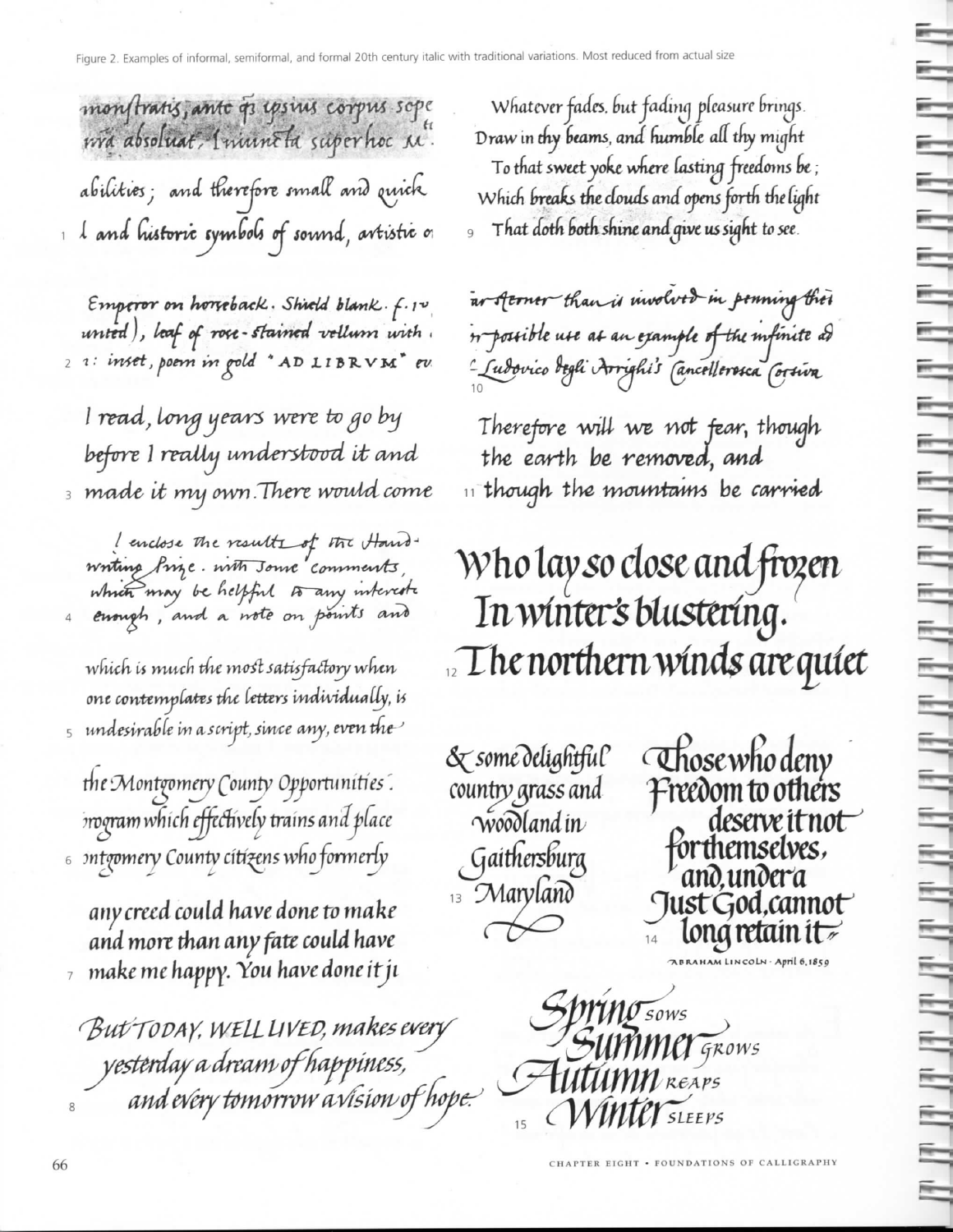Figure 2. Examples of informal, semiformal, and formal 20th century italic with traditional variations. Most reduced from actual size

monstratis, ante qz ipsius corpus sepe ... ira absoluat, Iniuncta super hoc M.
abilities; and therefore small and quick
1 l and historic symbols of sound, artistic o

Emperor on horseback. Shield blank. f. 1v unted), leaf of rose-stained vellum with
2 1: inset, poem in gold "AD LIBRVM" ev

I read, long years were to go by before I really understood it and
3 made it my own. There would come

I enclose the results of the Handwriting Prize. with some comments, which may be helpful to any interest
4 enough, and a note on points and

which is much the most satisfactory when one contemplates the letters individually, is
5 undesirable in a script, since any, even the

the Montgomery County Opportunities program which effectively trains and place
6 ontgomery County citizens who formerly

any creed could have done to make and more than any fate could have
7 make me happy. You have done it ji

But TODAY, WELL LIVED, makes every yesterday a dream of happiness, and every tomorrow a vision of hope.
8

Whatever fades, but fading pleasure brings. Draw in thy beams, and humble all thy might To that sweet yoke where lasting freedoms be; Which breaks the clouds and opens forth the light
9 That doth both shine and give us sight to see.

ar sterner than is involved in penning thei n possible use as an example of the infinite ad
10 Ludovico degli Arrighi's Cancellaresca Corsiva

Therefore will we not fear, though the earth be removed, and
11 though the mountains be carried

Who lay so close and frozen In winter's blustering.
12 The northern winds are quiet

& some delightful country grass and woodland in Gaithersburg
13 Maryland

Those who deny Freedom to others deserve it not for themselves, and, under a Just God, cannot
14 long retain it

ABRAHAM LINCOLN · April 6, 1859

Spring SOWS
Summer GROWS
Autumn REAPS
15 Winter SLEEPS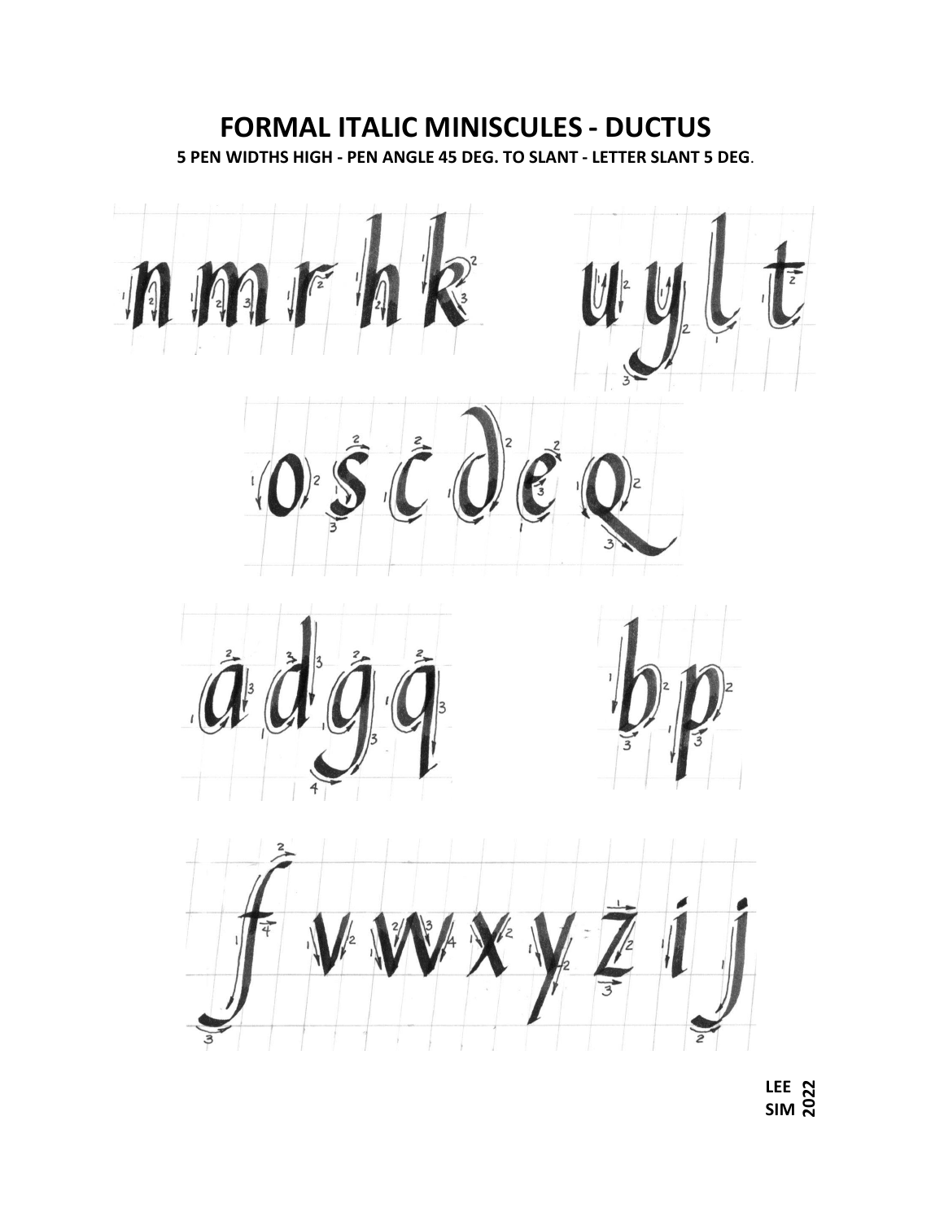# FORMAL ITALIC MINISCULES - DUCTUS

**5 PEN WIDTHS HIGH - PEN ANGLE 45 DEG. TO SLANT - LETTER SLANT 5 DEG.**

**LEE SIM 2022**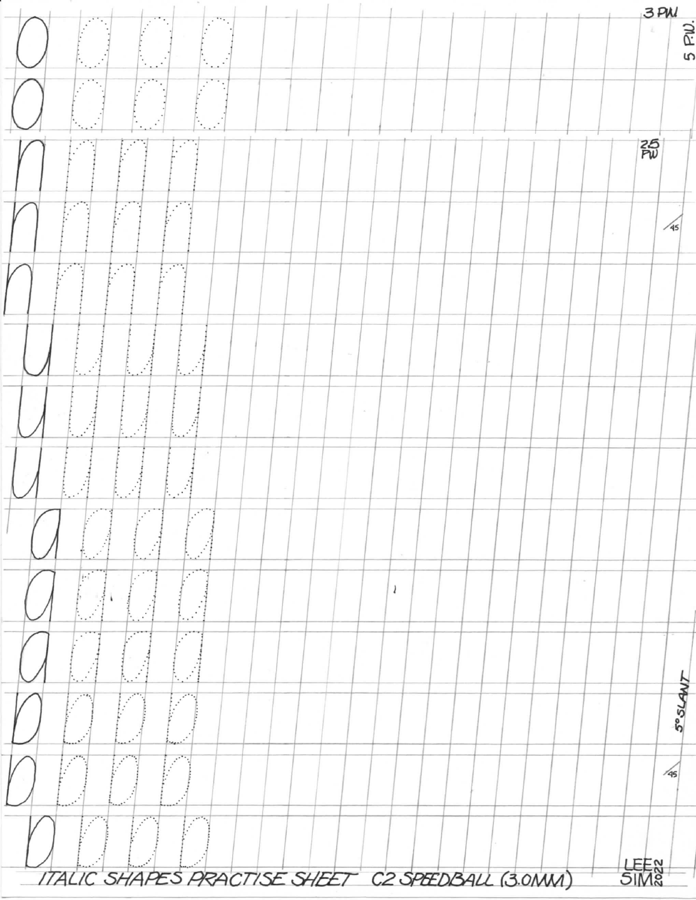3 P.W.

5 P.W.

2.5 P.W.

/45

5° SLANT

/45

ITALIC SHAPES PRACTISE SHEET C2 SPEEDBALL (3.0MM)

LEE SIM 2022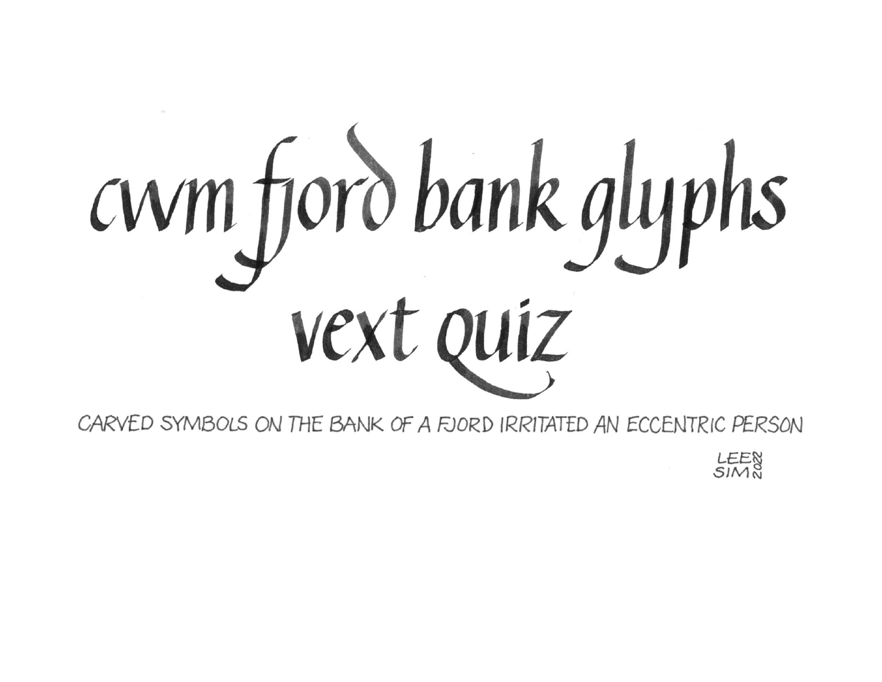# cwm fjord bank glyphs vext quiz

CARVED SYMBOLS ON THE BANK OF A FJORD IRRITATED AN ECCENTRIC PERSON

LEE SIM 2022